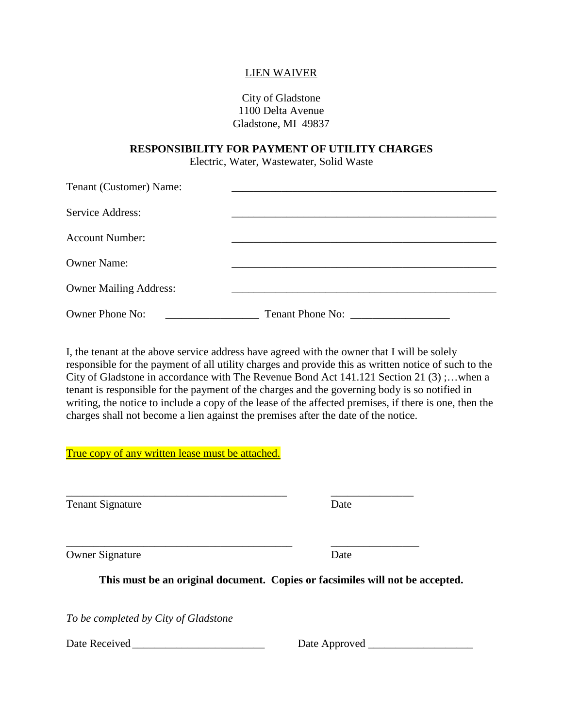# LIEN WAIVER

City of Gladstone
1100 Delta Avenue
Gladstone, MI 49837

## RESPONSIBILITY FOR PAYMENT OF UTILITY CHARGES

Electric, Water, Wastewater, Solid Waste

Tenant (Customer) Name: ______________________________________________

Service Address: ______________________________________________

Account Number: ______________________________________________

Owner Name: ______________________________________________

Owner Mailing Address: ______________________________________________

Owner Phone No: _________________ Tenant Phone No: _________________

I, the tenant at the above service address have agreed with the owner that I will be solely responsible for the payment of all utility charges and provide this as written notice of such to the City of Gladstone in accordance with The Revenue Bond Act 141.121 Section 21 (3) ;…when a tenant is responsible for the payment of the charges and the governing body is so notified in writing, the notice to include a copy of the lease of the affected premises, if there is one, then the charges shall not become a lien against the premises after the date of the notice.

True copy of any written lease must be attached.

________________________________________ _______________
Tenant Signature Date

________________________________________ _______________
Owner Signature Date

**This must be an original document. Copies or facsimiles will not be accepted.**

*To be completed by City of Gladstone*

Date Received ________________________ Date Approved ___________________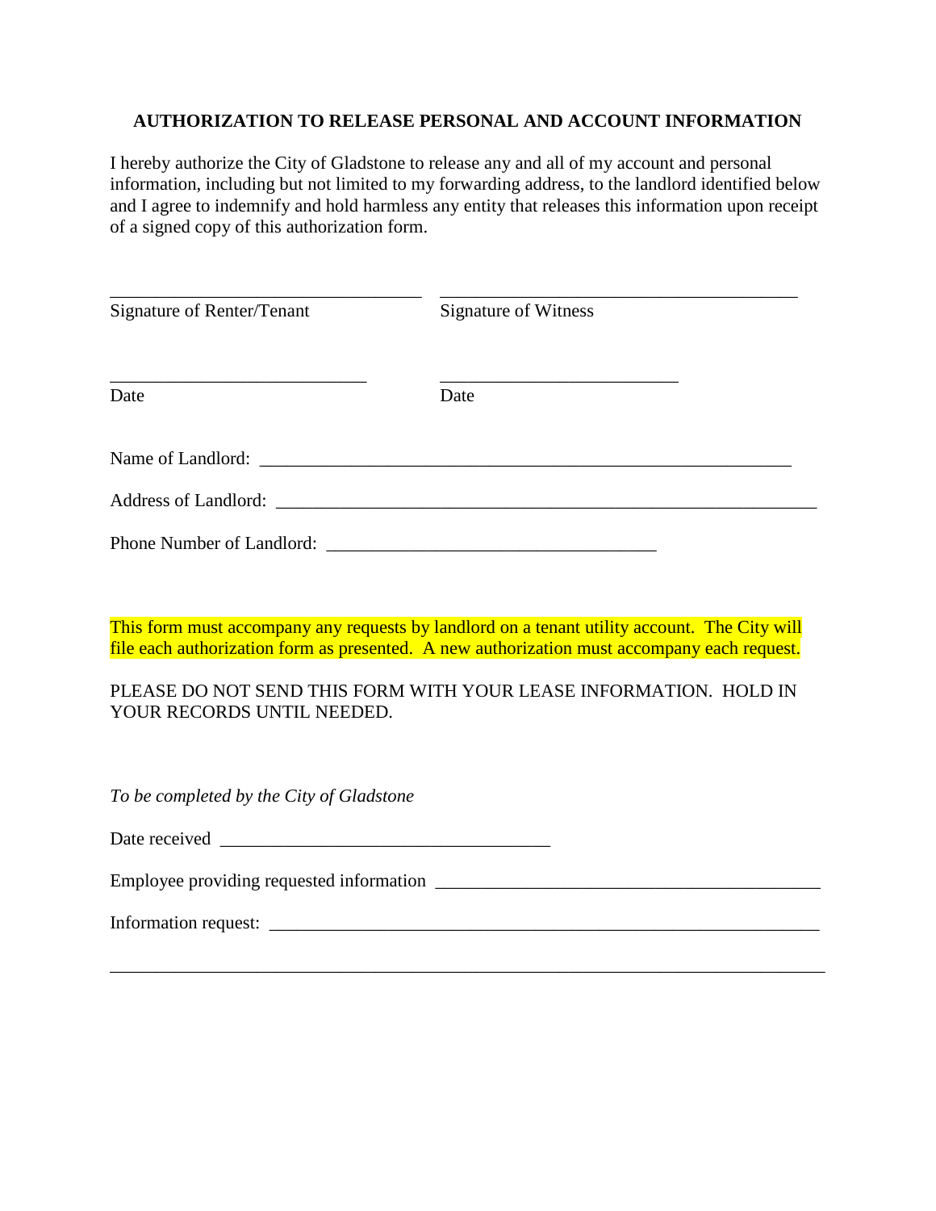# AUTHORIZATION TO RELEASE PERSONAL AND ACCOUNT INFORMATION

I hereby authorize the City of Gladstone to release any and all of my account and personal information, including but not limited to my forwarding address, to the landlord identified below and I agree to indemnify and hold harmless any entity that releases this information upon receipt of a signed copy of this authorization form.

| | |
|---|---|
| ___________________________________ | ________________________________________ |
| Signature of Renter/Tenant | Signature of Witness |
| ____________________________ | __________________________ |
| Date | Date |

Name of Landlord: ___________________________________________________________

Address of Landlord: ____________________________________________________________

Phone Number of Landlord: ____________________________________

This form must accompany any requests by landlord on a tenant utility account. The City will file each authorization form as presented. A new authorization must accompany each request.

PLEASE DO NOT SEND THIS FORM WITH YOUR LEASE INFORMATION. HOLD IN YOUR RECORDS UNTIL NEEDED.

*To be completed by the City of Gladstone*

Date received ____________________________________

Employee providing requested information __________________________________________

Information request: _____________________________________________________________

_______________________________________________________________________________